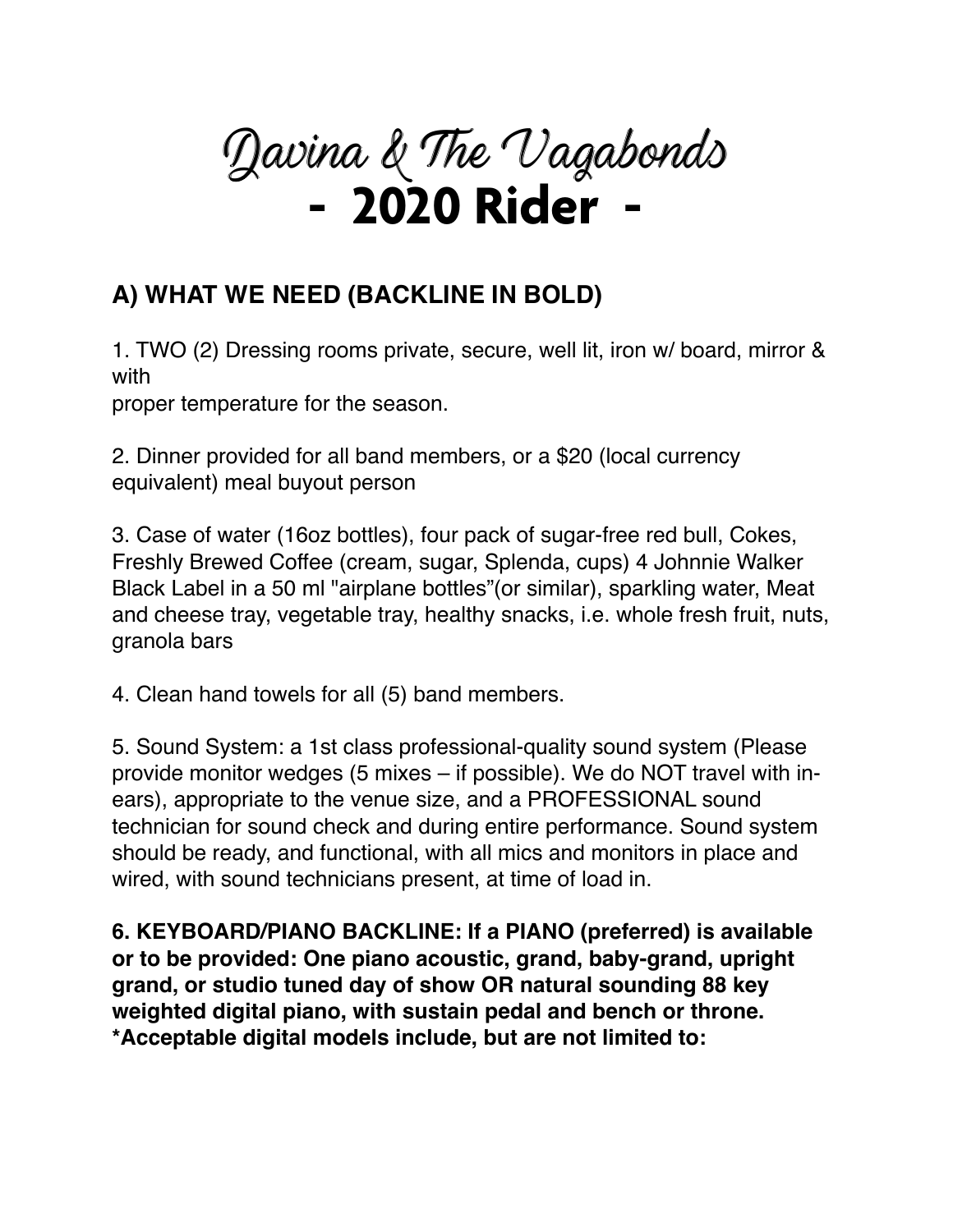# Davina & The Vagabonds
# - 2020 Rider -

## A) WHAT WE NEED (BACKLINE IN BOLD)

1. TWO (2) Dressing rooms private, secure, well lit, iron w/ board, mirror & with proper temperature for the season.

2. Dinner provided for all band members, or a $20 (local currency equivalent) meal buyout person

3. Case of water (16oz bottles), four pack of sugar-free red bull, Cokes, Freshly Brewed Coffee (cream, sugar, Splenda, cups) 4 Johnnie Walker Black Label in a 50 ml "airplane bottles"(or similar), sparkling water, Meat and cheese tray, vegetable tray, healthy snacks, i.e. whole fresh fruit, nuts, granola bars

4. Clean hand towels for all (5) band members.

5. Sound System: a 1st class professional-quality sound system (Please provide monitor wedges (5 mixes – if possible). We do NOT travel with in-ears), appropriate to the venue size, and a PROFESSIONAL sound technician for sound check and during entire performance. Sound system should be ready, and functional, with all mics and monitors in place and wired, with sound technicians present, at time of load in.

**6. KEYBOARD/PIANO BACKLINE: If a PIANO (preferred) is available or to be provided: One piano acoustic, grand, baby-grand, upright grand, or studio tuned day of show OR natural sounding 88 key weighted digital piano, with sustain pedal and bench or throne. *Acceptable digital models include, but are not limited to:**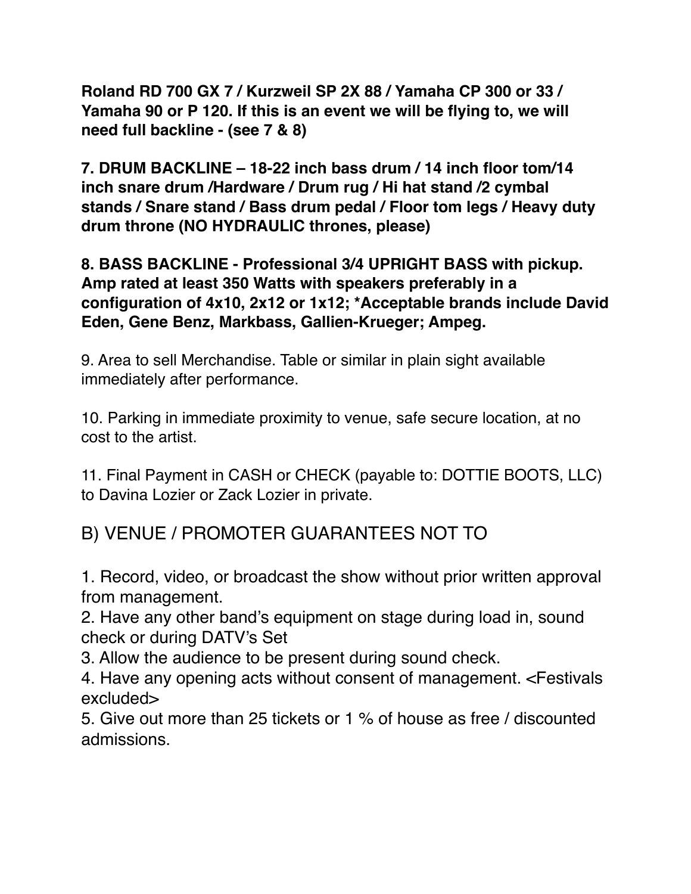**Roland RD 700 GX 7 / Kurzweil SP 2X 88 / Yamaha CP 300 or 33 / Yamaha 90 or P 120. If this is an event we will be flying to, we will need full backline - (see 7 & 8)**

**7. DRUM BACKLINE – 18-22 inch bass drum / 14 inch floor tom/14 inch snare drum /Hardware / Drum rug / Hi hat stand /2 cymbal stands / Snare stand / Bass drum pedal / Floor tom legs / Heavy duty drum throne (NO HYDRAULIC thrones, please)**

**8. BASS BACKLINE - Professional 3/4 UPRIGHT BASS with pickup. Amp rated at least 350 Watts with speakers preferably in a configuration of 4x10, 2x12 or 1x12; *Acceptable brands include David Eden, Gene Benz, Markbass, Gallien-Krueger; Ampeg.**

9. Area to sell Merchandise. Table or similar in plain sight available immediately after performance.

10. Parking in immediate proximity to venue, safe secure location, at no cost to the artist.

11. Final Payment in CASH or CHECK (payable to: DOTTIE BOOTS, LLC) to Davina Lozier or Zack Lozier in private.

## B) VENUE / PROMOTER GUARANTEES NOT TO

1. Record, video, or broadcast the show without prior written approval from management.
2. Have any other band's equipment on stage during load in, sound check or during DATV's Set
3. Allow the audience to be present during sound check.
4. Have any opening acts without consent of management. <Festivals excluded>
5. Give out more than 25 tickets or 1 % of house as free / discounted admissions.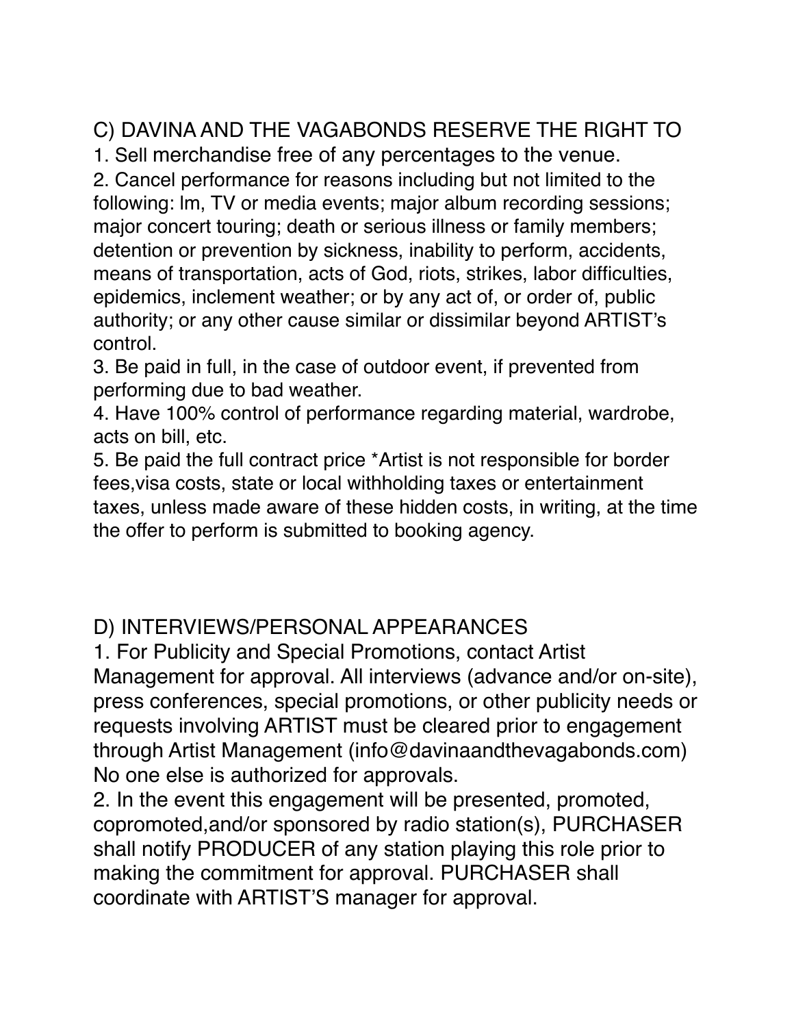C) DAVINA AND THE VAGABONDS RESERVE THE RIGHT TO

1. Sell merchandise free of any percentages to the venue.
2. Cancel performance for reasons including but not limited to the following: lm, TV or media events; major album recording sessions; major concert touring; death or serious illness or family members; detention or prevention by sickness, inability to perform, accidents, means of transportation, acts of God, riots, strikes, labor difficulties, epidemics, inclement weather; or by any act of, or order of, public authority; or any other cause similar or dissimilar beyond ARTIST's control.
3. Be paid in full, in the case of outdoor event, if prevented from performing due to bad weather.
4. Have 100% control of performance regarding material, wardrobe, acts on bill, etc.
5. Be paid the full contract price *Artist is not responsible for border fees,visa costs, state or local withholding taxes or entertainment taxes, unless made aware of these hidden costs, in writing, at the time the offer to perform is submitted to booking agency.

D) INTERVIEWS/PERSONAL APPEARANCES

1. For Publicity and Special Promotions, contact Artist Management for approval. All interviews (advance and/or on-site), press conferences, special promotions, or other publicity needs or requests involving ARTIST must be cleared prior to engagement through Artist Management (info@davinaandthevagabonds.com) No one else is authorized for approvals.
2. In the event this engagement will be presented, promoted, copromoted,and/or sponsored by radio station(s), PURCHASER shall notify PRODUCER of any station playing this role prior to making the commitment for approval. PURCHASER shall coordinate with ARTIST'S manager for approval.